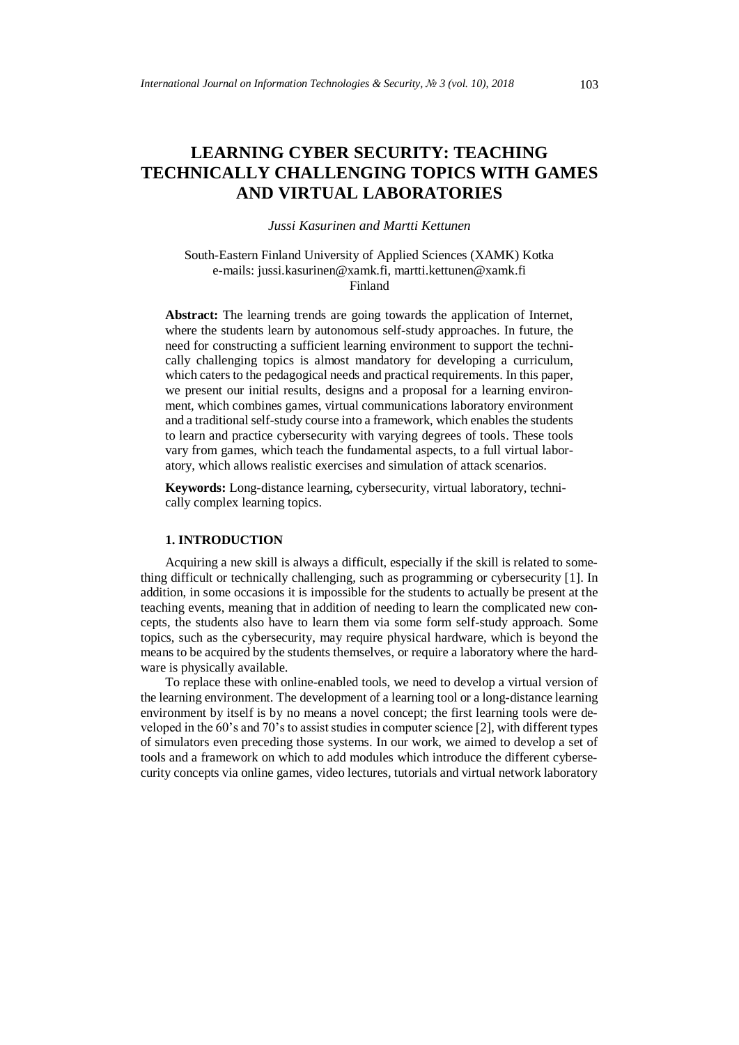# LEARNING CYBER SECURITY: TEACHING TECHNICALLY CHALLENGING TOPICS WITH GAMES AND VIRTUAL LABORATORIES

*Jussi Kasurinen and Martti Kettunen*

South-Eastern Finland University of Applied Sciences (XAMK) Kotka
e-mails: jussi.kasurinen@xamk.fi, martti.kettunen@xamk.fi
Finland

**Abstract:** The learning trends are going towards the application of Internet, where the students learn by autonomous self-study approaches. In future, the need for constructing a sufficient learning environment to support the technically challenging topics is almost mandatory for developing a curriculum, which caters to the pedagogical needs and practical requirements. In this paper, we present our initial results, designs and a proposal for a learning environment, which combines games, virtual communications laboratory environment and a traditional self-study course into a framework, which enables the students to learn and practice cybersecurity with varying degrees of tools. These tools vary from games, which teach the fundamental aspects, to a full virtual laboratory, which allows realistic exercises and simulation of attack scenarios.

**Keywords:** Long-distance learning, cybersecurity, virtual laboratory, technically complex learning topics.

## 1. INTRODUCTION

Acquiring a new skill is always a difficult, especially if the skill is related to something difficult or technically challenging, such as programming or cybersecurity [1]. In addition, in some occasions it is impossible for the students to actually be present at the teaching events, meaning that in addition of needing to learn the complicated new concepts, the students also have to learn them via some form self-study approach. Some topics, such as the cybersecurity, may require physical hardware, which is beyond the means to be acquired by the students themselves, or require a laboratory where the hardware is physically available.

To replace these with online-enabled tools, we need to develop a virtual version of the learning environment. The development of a learning tool or a long-distance learning environment by itself is by no means a novel concept; the first learning tools were developed in the 60's and 70's to assist studies in computer science [2], with different types of simulators even preceding those systems. In our work, we aimed to develop a set of tools and a framework on which to add modules which introduce the different cybersecurity concepts via online games, video lectures, tutorials and virtual network laboratory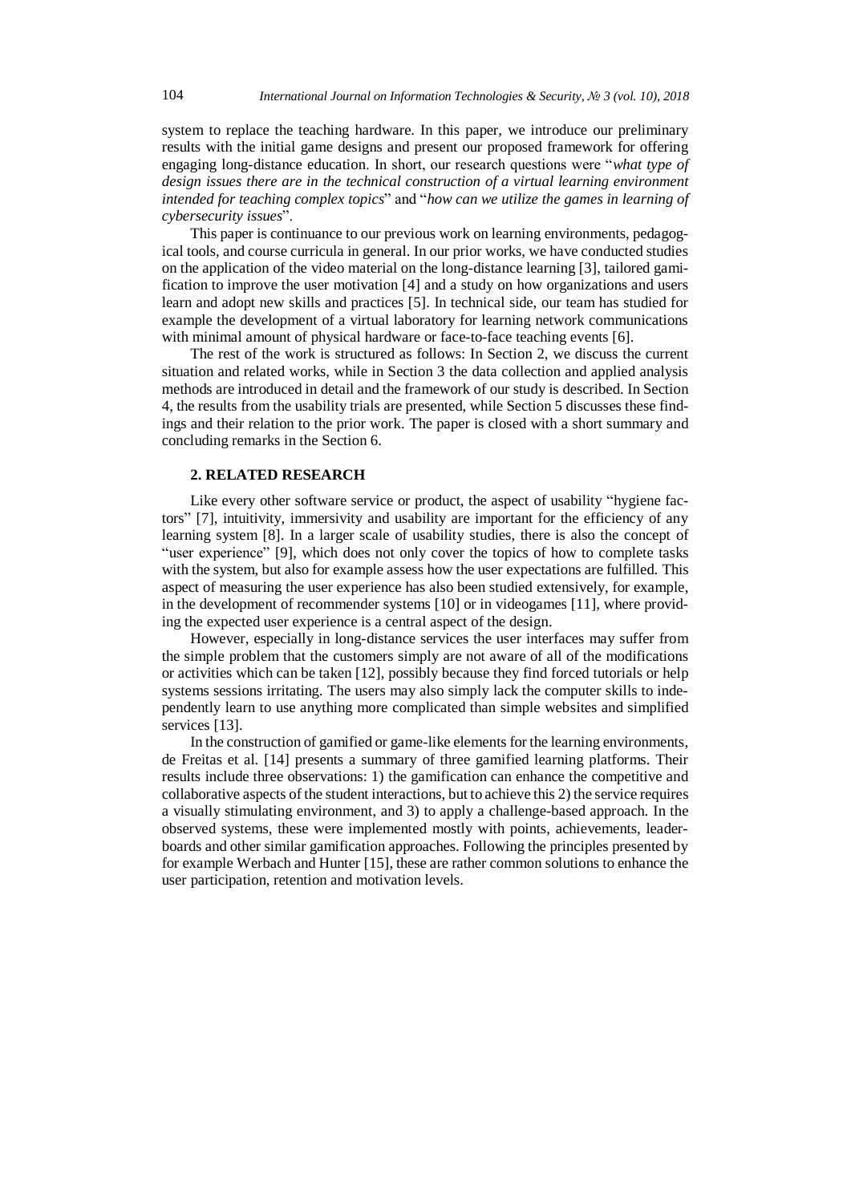system to replace the teaching hardware. In this paper, we introduce our preliminary results with the initial game designs and present our proposed framework for offering engaging long-distance education. In short, our research questions were "*what type of design issues there are in the technical construction of a virtual learning environment intended for teaching complex topics*" and "*how can we utilize the games in learning of cybersecurity issues*".

This paper is continuance to our previous work on learning environments, pedagogical tools, and course curricula in general. In our prior works, we have conducted studies on the application of the video material on the long-distance learning [3], tailored gamification to improve the user motivation [4] and a study on how organizations and users learn and adopt new skills and practices [5]. In technical side, our team has studied for example the development of a virtual laboratory for learning network communications with minimal amount of physical hardware or face-to-face teaching events [6].

The rest of the work is structured as follows: In Section 2, we discuss the current situation and related works, while in Section 3 the data collection and applied analysis methods are introduced in detail and the framework of our study is described. In Section 4, the results from the usability trials are presented, while Section 5 discusses these findings and their relation to the prior work. The paper is closed with a short summary and concluding remarks in the Section 6.

## 2. RELATED RESEARCH

Like every other software service or product, the aspect of usability "hygiene factors" [7], intuitivity, immersivity and usability are important for the efficiency of any learning system [8]. In a larger scale of usability studies, there is also the concept of "user experience" [9], which does not only cover the topics of how to complete tasks with the system, but also for example assess how the user expectations are fulfilled. This aspect of measuring the user experience has also been studied extensively, for example, in the development of recommender systems [10] or in videogames [11], where providing the expected user experience is a central aspect of the design.

However, especially in long-distance services the user interfaces may suffer from the simple problem that the customers simply are not aware of all of the modifications or activities which can be taken [12], possibly because they find forced tutorials or help systems sessions irritating. The users may also simply lack the computer skills to independently learn to use anything more complicated than simple websites and simplified services [13].

In the construction of gamified or game-like elements for the learning environments, de Freitas et al. [14] presents a summary of three gamified learning platforms. Their results include three observations: 1) the gamification can enhance the competitive and collaborative aspects of the student interactions, but to achieve this 2) the service requires a visually stimulating environment, and 3) to apply a challenge-based approach. In the observed systems, these were implemented mostly with points, achievements, leaderboards and other similar gamification approaches. Following the principles presented by for example Werbach and Hunter [15], these are rather common solutions to enhance the user participation, retention and motivation levels.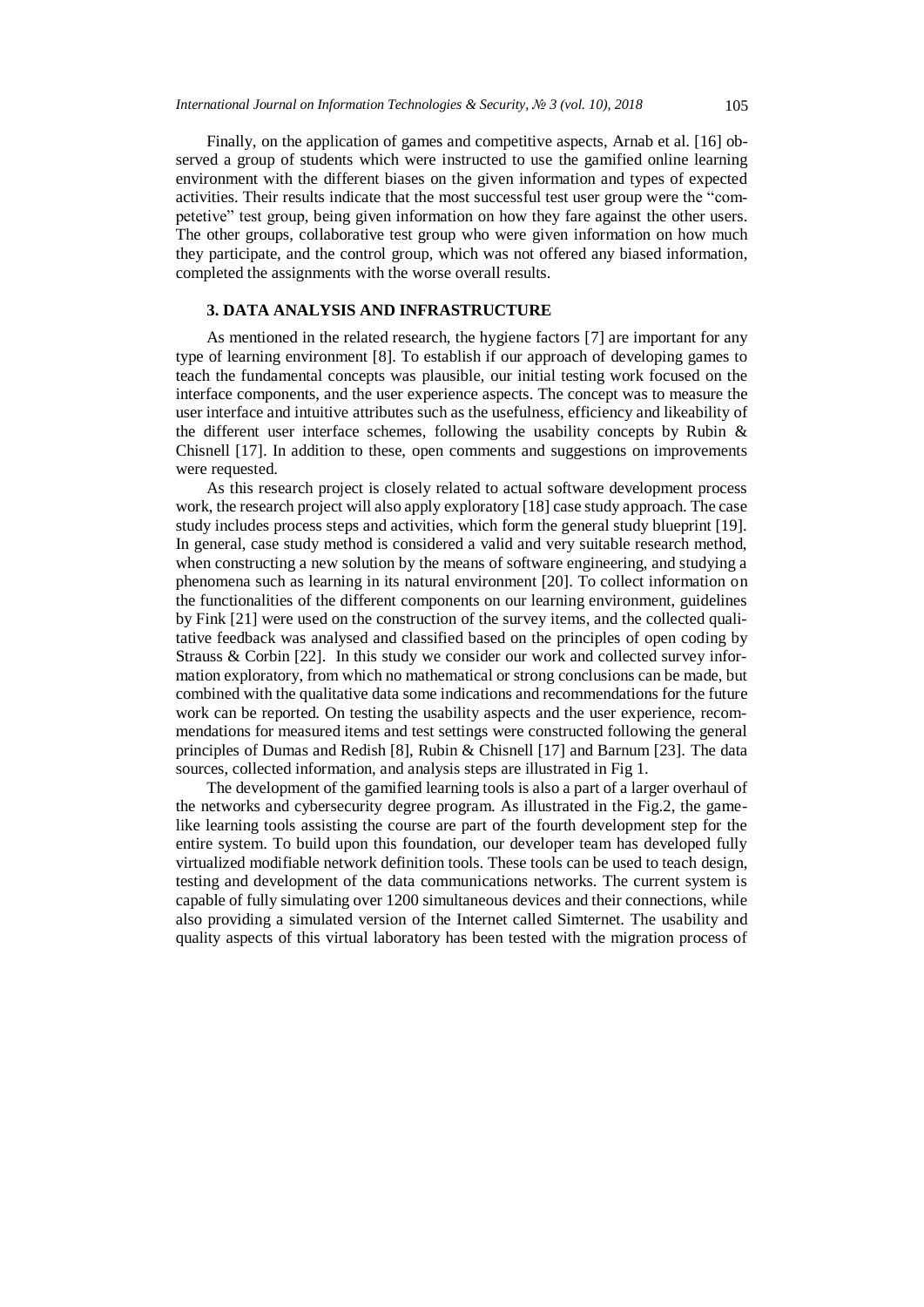Finally, on the application of games and competitive aspects, Arnab et al. [16] observed a group of students which were instructed to use the gamified online learning environment with the different biases on the given information and types of expected activities. Their results indicate that the most successful test user group were the "competetive" test group, being given information on how they fare against the other users. The other groups, collaborative test group who were given information on how much they participate, and the control group, which was not offered any biased information, completed the assignments with the worse overall results.

## 3. DATA ANALYSIS AND INFRASTRUCTURE

As mentioned in the related research, the hygiene factors [7] are important for any type of learning environment [8]. To establish if our approach of developing games to teach the fundamental concepts was plausible, our initial testing work focused on the interface components, and the user experience aspects. The concept was to measure the user interface and intuitive attributes such as the usefulness, efficiency and likeability of the different user interface schemes, following the usability concepts by Rubin & Chisnell [17]. In addition to these, open comments and suggestions on improvements were requested.

As this research project is closely related to actual software development process work, the research project will also apply exploratory [18] case study approach. The case study includes process steps and activities, which form the general study blueprint [19]. In general, case study method is considered a valid and very suitable research method, when constructing a new solution by the means of software engineering, and studying a phenomena such as learning in its natural environment [20]. To collect information on the functionalities of the different components on our learning environment, guidelines by Fink [21] were used on the construction of the survey items, and the collected qualitative feedback was analysed and classified based on the principles of open coding by Strauss & Corbin [22]. In this study we consider our work and collected survey information exploratory, from which no mathematical or strong conclusions can be made, but combined with the qualitative data some indications and recommendations for the future work can be reported. On testing the usability aspects and the user experience, recommendations for measured items and test settings were constructed following the general principles of Dumas and Redish [8], Rubin & Chisnell [17] and Barnum [23]. The data sources, collected information, and analysis steps are illustrated in Fig 1.

The development of the gamified learning tools is also a part of a larger overhaul of the networks and cybersecurity degree program. As illustrated in the Fig.2, the game-like learning tools assisting the course are part of the fourth development step for the entire system. To build upon this foundation, our developer team has developed fully virtualized modifiable network definition tools. These tools can be used to teach design, testing and development of the data communications networks. The current system is capable of fully simulating over 1200 simultaneous devices and their connections, while also providing a simulated version of the Internet called Simternet. The usability and quality aspects of this virtual laboratory has been tested with the migration process of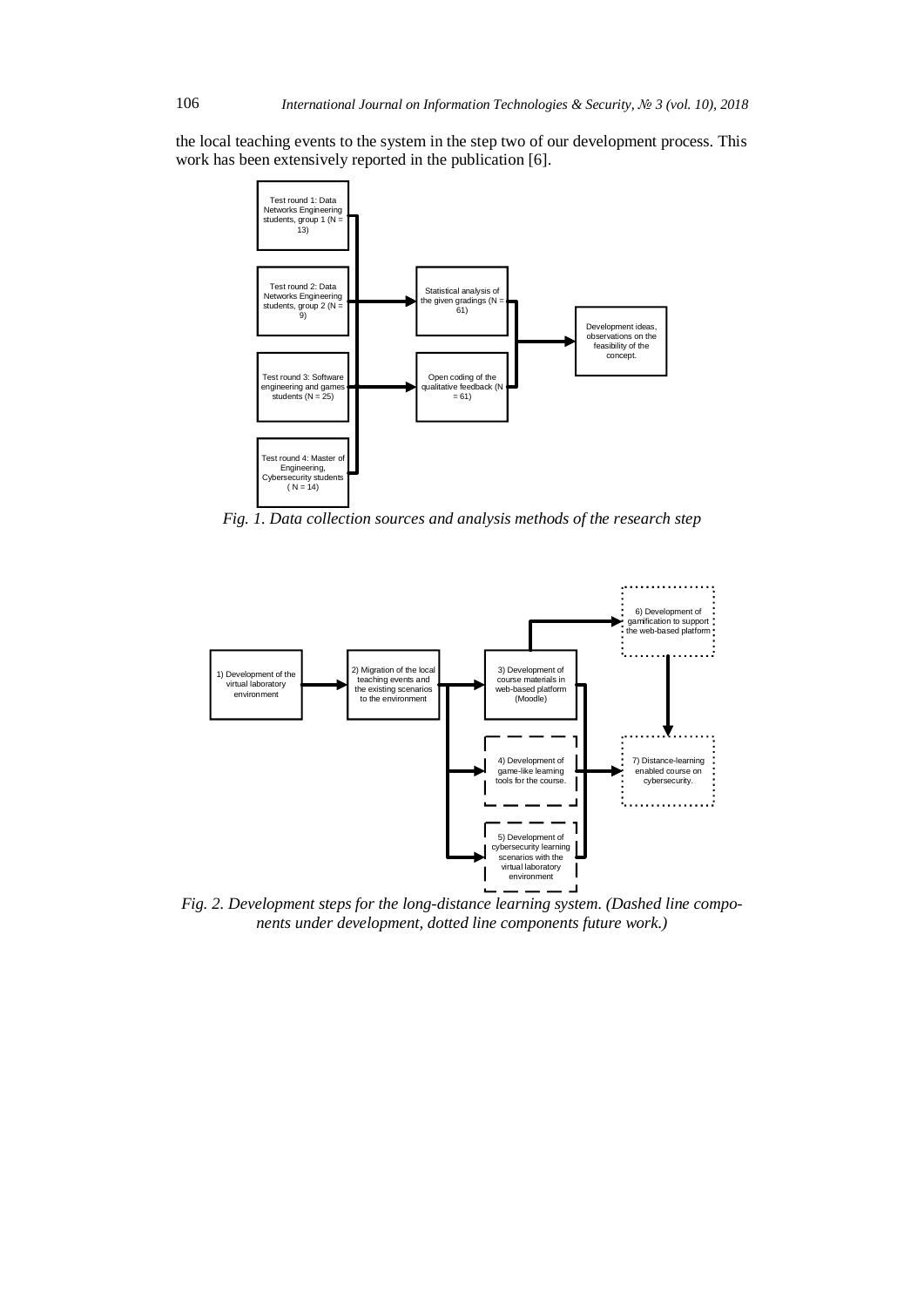the local teaching events to the system in the step two of our development process. This work has been extensively reported in the publication [6].

*Fig. 1. Data collection sources and analysis methods of the research step*

*Fig. 2. Development steps for the long-distance learning system. (Dashed line components under development, dotted line components future work.)*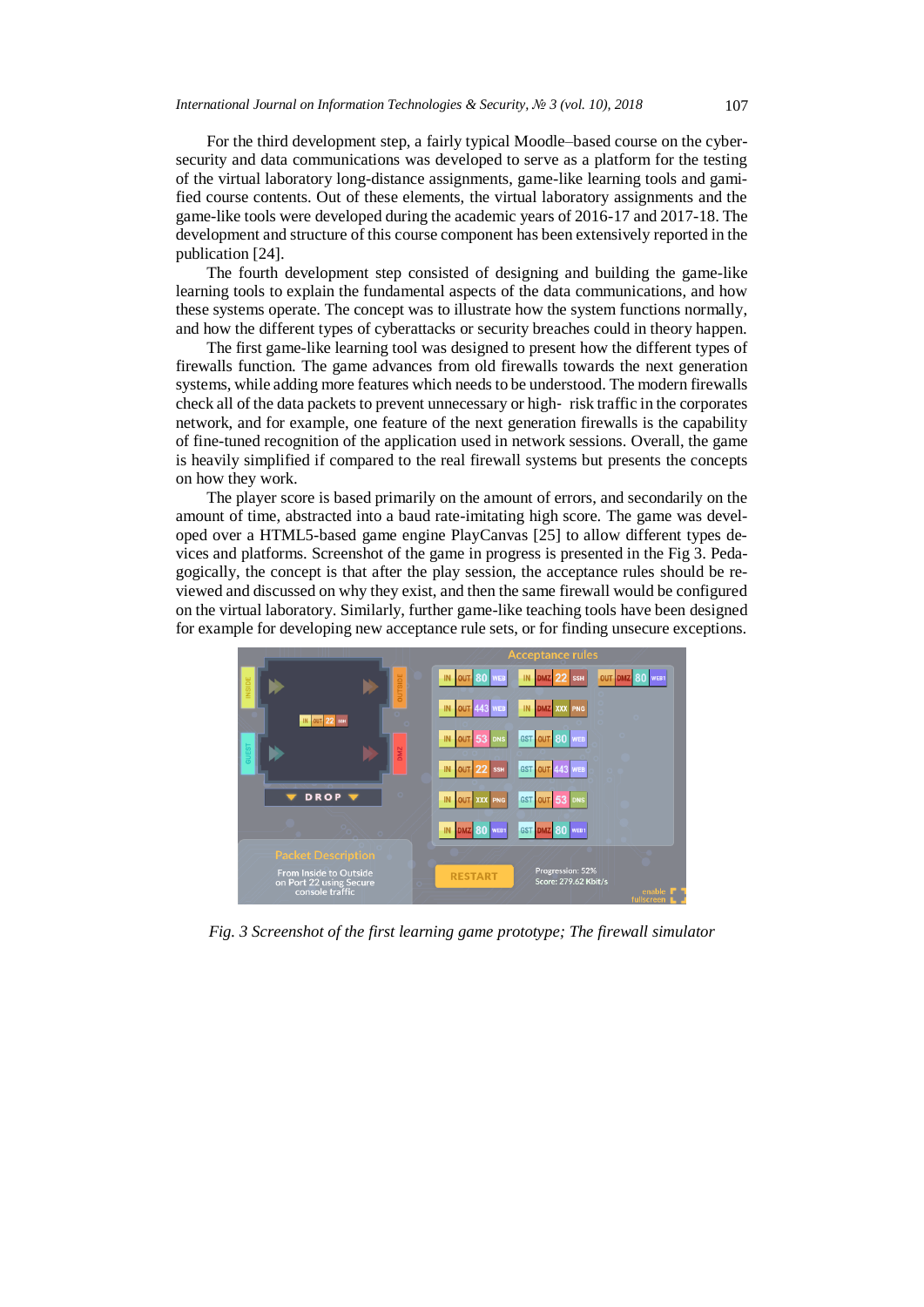For the third development step, a fairly typical Moodle–based course on the cyber-security and data communications was developed to serve as a platform for the testing of the virtual laboratory long-distance assignments, game-like learning tools and gamified course contents. Out of these elements, the virtual laboratory assignments and the game-like tools were developed during the academic years of 2016-17 and 2017-18. The development and structure of this course component has been extensively reported in the publication [24].

The fourth development step consisted of designing and building the game-like learning tools to explain the fundamental aspects of the data communications, and how these systems operate. The concept was to illustrate how the system functions normally, and how the different types of cyberattacks or security breaches could in theory happen.

The first game-like learning tool was designed to present how the different types of firewalls function. The game advances from old firewalls towards the next generation systems, while adding more features which needs to be understood. The modern firewalls check all of the data packets to prevent unnecessary or high- risk traffic in the corporates network, and for example, one feature of the next generation firewalls is the capability of fine-tuned recognition of the application used in network sessions. Overall, the game is heavily simplified if compared to the real firewall systems but presents the concepts on how they work.

The player score is based primarily on the amount of errors, and secondarily on the amount of time, abstracted into a baud rate-imitating high score. The game was developed over a HTML5-based game engine PlayCanvas [25] to allow different types devices and platforms. Screenshot of the game in progress is presented in the Fig 3. Pedagogically, the concept is that after the play session, the acceptance rules should be reviewed and discussed on why they exist, and then the same firewall would be configured on the virtual laboratory. Similarly, further game-like teaching tools have been designed for example for developing new acceptance rule sets, or for finding unsecure exceptions.

*Fig. 3 Screenshot of the first learning game prototype; The firewall simulator*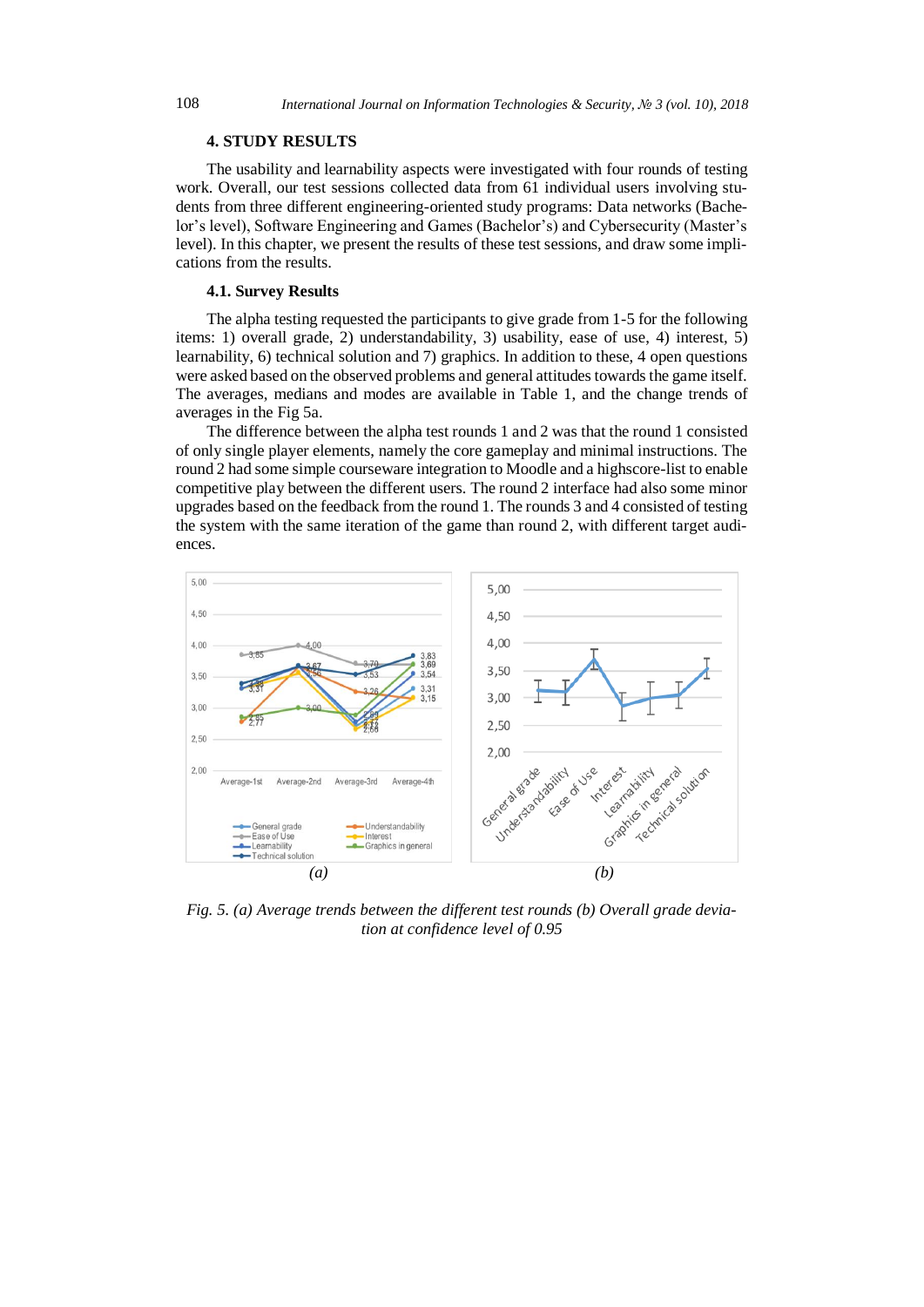## 4. STUDY RESULTS

The usability and learnability aspects were investigated with four rounds of testing work. Overall, our test sessions collected data from 61 individual users involving students from three different engineering-oriented study programs: Data networks (Bachelor's level), Software Engineering and Games (Bachelor's) and Cybersecurity (Master's level). In this chapter, we present the results of these test sessions, and draw some implications from the results.

### 4.1. Survey Results

The alpha testing requested the participants to give grade from 1-5 for the following items: 1) overall grade, 2) understandability, 3) usability, ease of use, 4) interest, 5) learnability, 6) technical solution and 7) graphics. In addition to these, 4 open questions were asked based on the observed problems and general attitudes towards the game itself. The averages, medians and modes are available in Table 1, and the change trends of averages in the Fig 5a.

The difference between the alpha test rounds 1 and 2 was that the round 1 consisted of only single player elements, namely the core gameplay and minimal instructions. The round 2 had some simple courseware integration to Moodle and a highscore-list to enable competitive play between the different users. The round 2 interface had also some minor upgrades based on the feedback from the round 1. The rounds 3 and 4 consisted of testing the system with the same iteration of the game than round 2, with different target audiences.

*Fig. 5. (a) Average trends between the different test rounds (b) Overall grade deviation at confidence level of 0.95*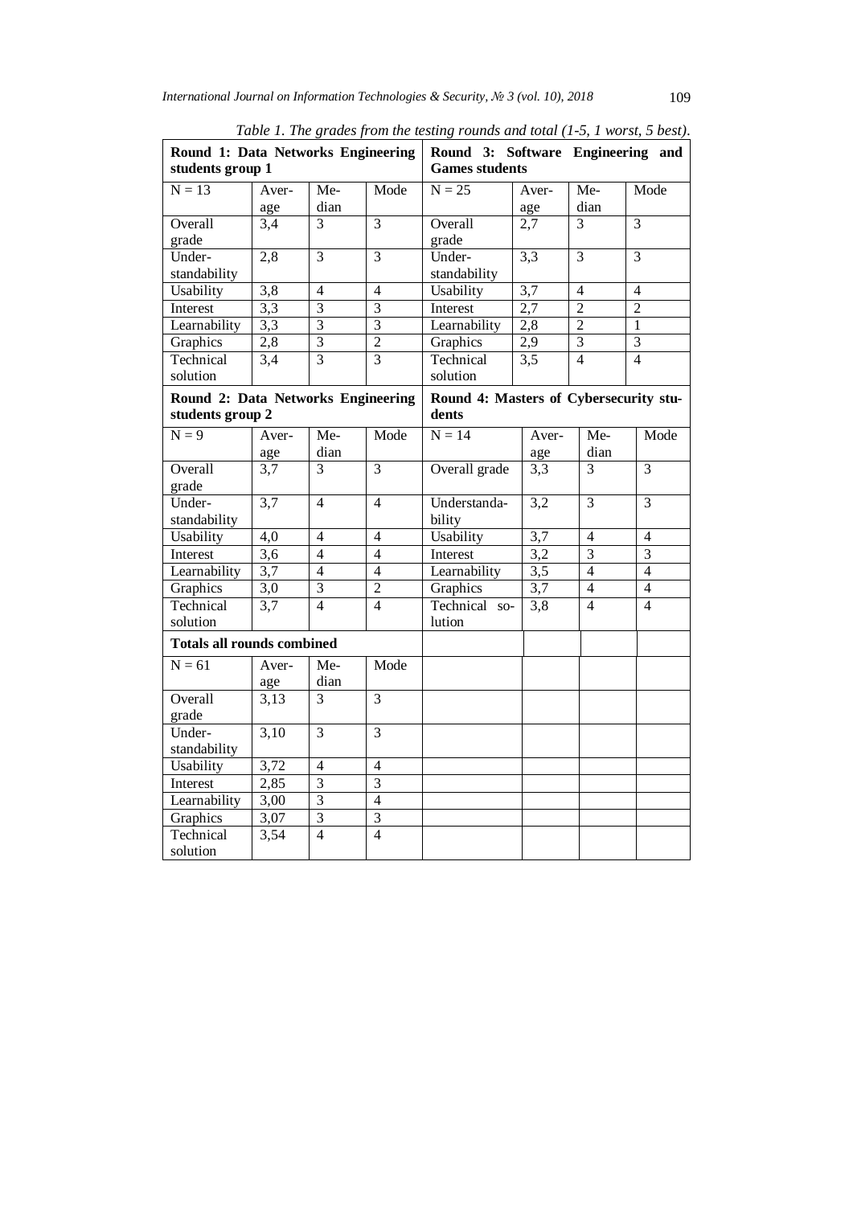*Table 1. The grades from the testing rounds and total (1-5, 1 worst, 5 best).*

| **Round 1: Data Networks Engineering students group 1** | | | | **Round 3: Software Engineering and Games students** | | | |
|---|---|---|---|---|---|---|---|
| N = 13 | Average | Median | Mode | N = 25 | Average | Median | Mode |
| Overall grade | 3,4 | 3 | 3 | Overall grade | 2,7 | 3 | 3 |
| Understandability | 2,8 | 3 | 3 | Understandability | 3,3 | 3 | 3 |
| Usability | 3,8 | 4 | 4 | Usability | 3,7 | 4 | 4 |
| Interest | 3,3 | 3 | 3 | Interest | 2,7 | 2 | 2 |
| Learnability | 3,3 | 3 | 3 | Learnability | 2,8 | 2 | 1 |
| Graphics | 2,8 | 3 | 2 | Graphics | 2,9 | 3 | 3 |
| Technical solution | 3,4 | 3 | 3 | Technical solution | 3,5 | 4 | 4 |
| **Round 2: Data Networks Engineering students group 2** | | | | **Round 4: Masters of Cybersecurity students** | | | |
| N = 9 | Average | Median | Mode | N = 14 | Average | Median | Mode |
| Overall grade | 3,7 | 3 | 3 | Overall grade | 3,3 | 3 | 3 |
| Understandability | 3,7 | 4 | 4 | Understandability | 3,2 | 3 | 3 |
| Usability | 4,0 | 4 | 4 | Usability | 3,7 | 4 | 4 |
| Interest | 3,6 | 4 | 4 | Interest | 3,2 | 3 | 3 |
| Learnability | 3,7 | 4 | 4 | Learnability | 3,5 | 4 | 4 |
| Graphics | 3,0 | 3 | 2 | Graphics | 3,7 | 4 | 4 |
| Technical solution | 3,7 | 4 | 4 | Technical solution | 3,8 | 4 | 4 |
| **Totals all rounds combined** | | | | | | | |
| N = 61 | Average | Median | Mode | | | | |
| Overall grade | 3,13 | 3 | 3 | | | | |
| Understandability | 3,10 | 3 | 3 | | | | |
| Usability | 3,72 | 4 | 4 | | | | |
| Interest | 2,85 | 3 | 3 | | | | |
| Learnability | 3,00 | 3 | 4 | | | | |
| Graphics | 3,07 | 3 | 3 | | | | |
| Technical solution | 3,54 | 4 | 4 | | | | |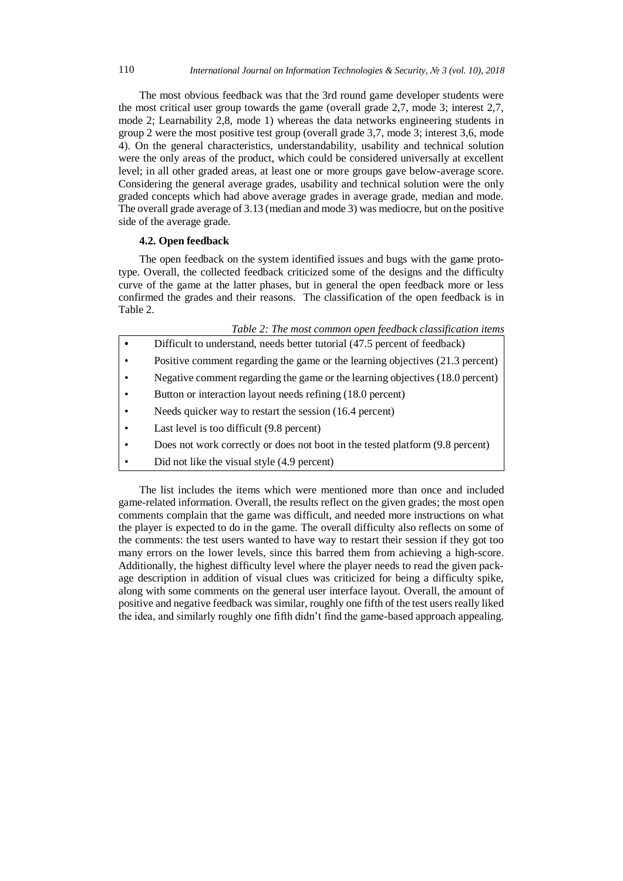The most obvious feedback was that the 3rd round game developer students were the most critical user group towards the game (overall grade 2,7, mode 3; interest 2,7, mode 2; Learnability 2,8, mode 1) whereas the data networks engineering students in group 2 were the most positive test group (overall grade 3,7, mode 3; interest 3,6, mode 4). On the general characteristics, understandability, usability and technical solution were the only areas of the product, which could be considered universally at excellent level; in all other graded areas, at least one or more groups gave below-average score. Considering the general average grades, usability and technical solution were the only graded concepts which had above average grades in average grade, median and mode. The overall grade average of 3.13 (median and mode 3) was mediocre, but on the positive side of the average grade.

### 4.2. Open feedback

The open feedback on the system identified issues and bugs with the game prototype. Overall, the collected feedback criticized some of the designs and the difficulty curve of the game at the latter phases, but in general the open feedback more or less confirmed the grades and their reasons. The classification of the open feedback is in Table 2.

*Table 2: The most common open feedback classification items*

- Difficult to understand, needs better tutorial (47.5 percent of feedback)
- Positive comment regarding the game or the learning objectives (21.3 percent)
- Negative comment regarding the game or the learning objectives (18.0 percent)
- Button or interaction layout needs refining (18.0 percent)
- Needs quicker way to restart the session (16.4 percent)
- Last level is too difficult (9.8 percent)
- Does not work correctly or does not boot in the tested platform (9.8 percent)
- Did not like the visual style (4.9 percent)

The list includes the items which were mentioned more than once and included game-related information. Overall, the results reflect on the given grades; the most open comments complain that the game was difficult, and needed more instructions on what the player is expected to do in the game. The overall difficulty also reflects on some of the comments: the test users wanted to have way to restart their session if they got too many errors on the lower levels, since this barred them from achieving a high-score. Additionally, the highest difficulty level where the player needs to read the given package description in addition of visual clues was criticized for being a difficulty spike, along with some comments on the general user interface layout. Overall, the amount of positive and negative feedback was similar, roughly one fifth of the test users really liked the idea, and similarly roughly one fifth didn't find the game-based approach appealing.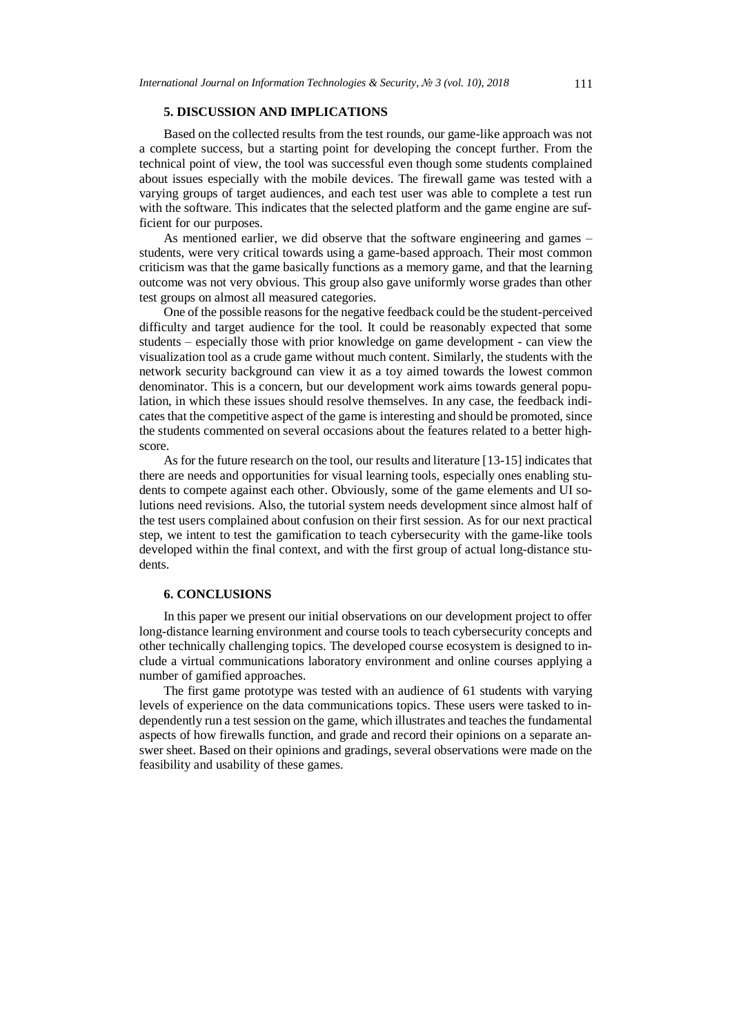## 5. DISCUSSION AND IMPLICATIONS

Based on the collected results from the test rounds, our game-like approach was not a complete success, but a starting point for developing the concept further. From the technical point of view, the tool was successful even though some students complained about issues especially with the mobile devices. The firewall game was tested with a varying groups of target audiences, and each test user was able to complete a test run with the software. This indicates that the selected platform and the game engine are sufficient for our purposes.

As mentioned earlier, we did observe that the software engineering and games – students, were very critical towards using a game-based approach. Their most common criticism was that the game basically functions as a memory game, and that the learning outcome was not very obvious. This group also gave uniformly worse grades than other test groups on almost all measured categories.

One of the possible reasons for the negative feedback could be the student-perceived difficulty and target audience for the tool. It could be reasonably expected that some students – especially those with prior knowledge on game development - can view the visualization tool as a crude game without much content. Similarly, the students with the network security background can view it as a toy aimed towards the lowest common denominator. This is a concern, but our development work aims towards general population, in which these issues should resolve themselves. In any case, the feedback indicates that the competitive aspect of the game is interesting and should be promoted, since the students commented on several occasions about the features related to a better high-score.

As for the future research on the tool, our results and literature [13-15] indicates that there are needs and opportunities for visual learning tools, especially ones enabling students to compete against each other. Obviously, some of the game elements and UI solutions need revisions. Also, the tutorial system needs development since almost half of the test users complained about confusion on their first session. As for our next practical step, we intent to test the gamification to teach cybersecurity with the game-like tools developed within the final context, and with the first group of actual long-distance students.

## 6. CONCLUSIONS

In this paper we present our initial observations on our development project to offer long-distance learning environment and course tools to teach cybersecurity concepts and other technically challenging topics. The developed course ecosystem is designed to include a virtual communications laboratory environment and online courses applying a number of gamified approaches.

The first game prototype was tested with an audience of 61 students with varying levels of experience on the data communications topics. These users were tasked to independently run a test session on the game, which illustrates and teaches the fundamental aspects of how firewalls function, and grade and record their opinions on a separate answer sheet. Based on their opinions and gradings, several observations were made on the feasibility and usability of these games.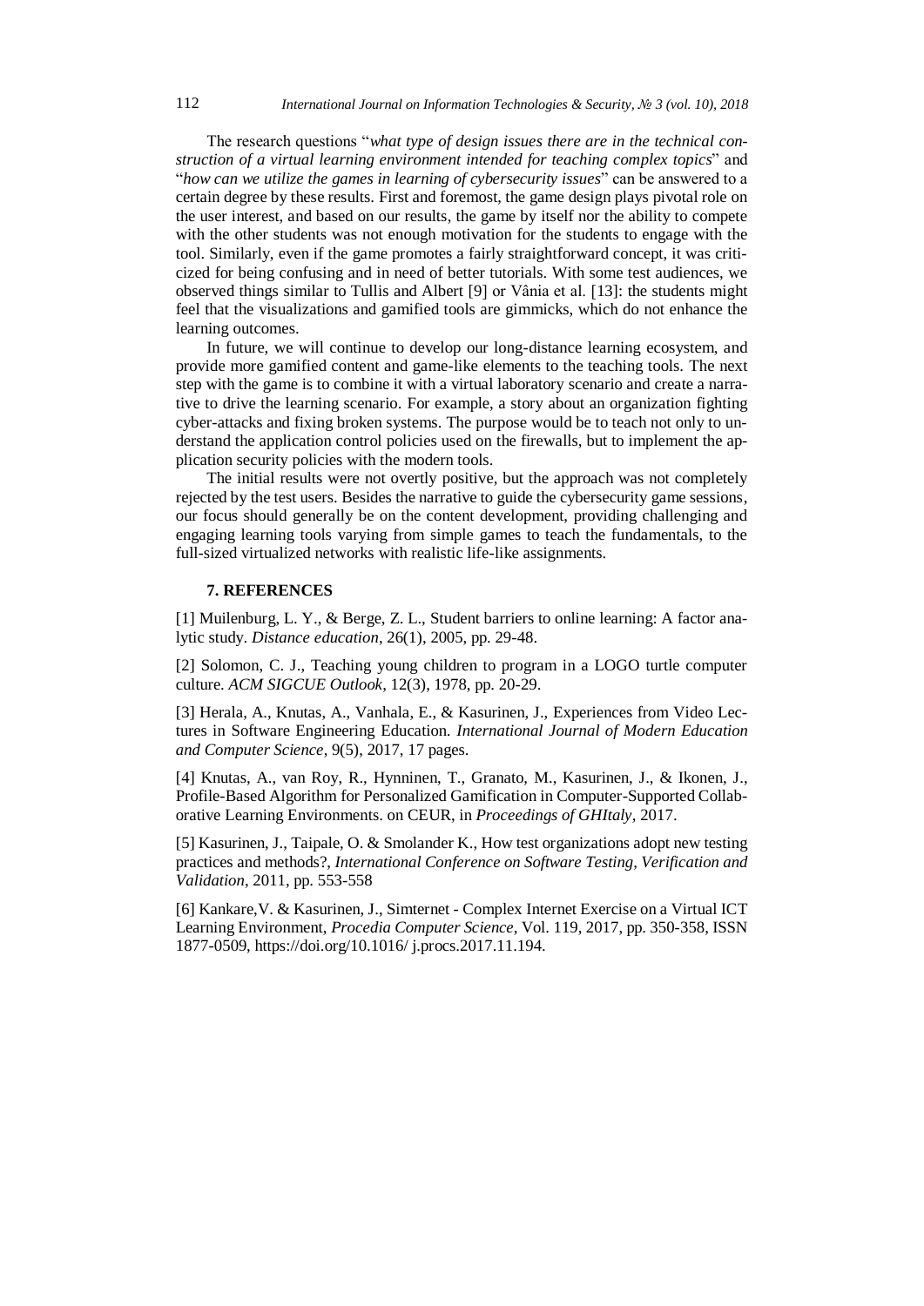The research questions "*what type of design issues there are in the technical construction of a virtual learning environment intended for teaching complex topics*" and "*how can we utilize the games in learning of cybersecurity issues*" can be answered to a certain degree by these results. First and foremost, the game design plays pivotal role on the user interest, and based on our results, the game by itself nor the ability to compete with the other students was not enough motivation for the students to engage with the tool. Similarly, even if the game promotes a fairly straightforward concept, it was criticized for being confusing and in need of better tutorials. With some test audiences, we observed things similar to Tullis and Albert [9] or Vânia et al. [13]: the students might feel that the visualizations and gamified tools are gimmicks, which do not enhance the learning outcomes.

In future, we will continue to develop our long-distance learning ecosystem, and provide more gamified content and game-like elements to the teaching tools. The next step with the game is to combine it with a virtual laboratory scenario and create a narrative to drive the learning scenario. For example, a story about an organization fighting cyber-attacks and fixing broken systems. The purpose would be to teach not only to understand the application control policies used on the firewalls, but to implement the application security policies with the modern tools.

The initial results were not overtly positive, but the approach was not completely rejected by the test users. Besides the narrative to guide the cybersecurity game sessions, our focus should generally be on the content development, providing challenging and engaging learning tools varying from simple games to teach the fundamentals, to the full-sized virtualized networks with realistic life-like assignments.

## 7. REFERENCES

[1] Muilenburg, L. Y., & Berge, Z. L., Student barriers to online learning: A factor analytic study. *Distance education*, 26(1), 2005, pp. 29-48.

[2] Solomon, C. J., Teaching young children to program in a LOGO turtle computer culture. *ACM SIGCUE Outlook*, 12(3), 1978, pp. 20-29.

[3] Herala, A., Knutas, A., Vanhala, E., & Kasurinen, J., Experiences from Video Lectures in Software Engineering Education. *International Journal of Modern Education and Computer Science*, 9(5), 2017, 17 pages.

[4] Knutas, A., van Roy, R., Hynninen, T., Granato, M., Kasurinen, J., & Ikonen, J., Profile-Based Algorithm for Personalized Gamification in Computer-Supported Collaborative Learning Environments. on CEUR, in *Proceedings of GHItaly*, 2017.

[5] Kasurinen, J., Taipale, O. & Smolander K., How test organizations adopt new testing practices and methods?, *International Conference on Software Testing, Verification and Validation*, 2011, pp. 553-558

[6] Kankare,V. & Kasurinen, J., Simternet - Complex Internet Exercise on a Virtual ICT Learning Environment, *Procedia Computer Science*, Vol. 119, 2017, pp. 350-358, ISSN 1877-0509, https://doi.org/10.1016/ j.procs.2017.11.194.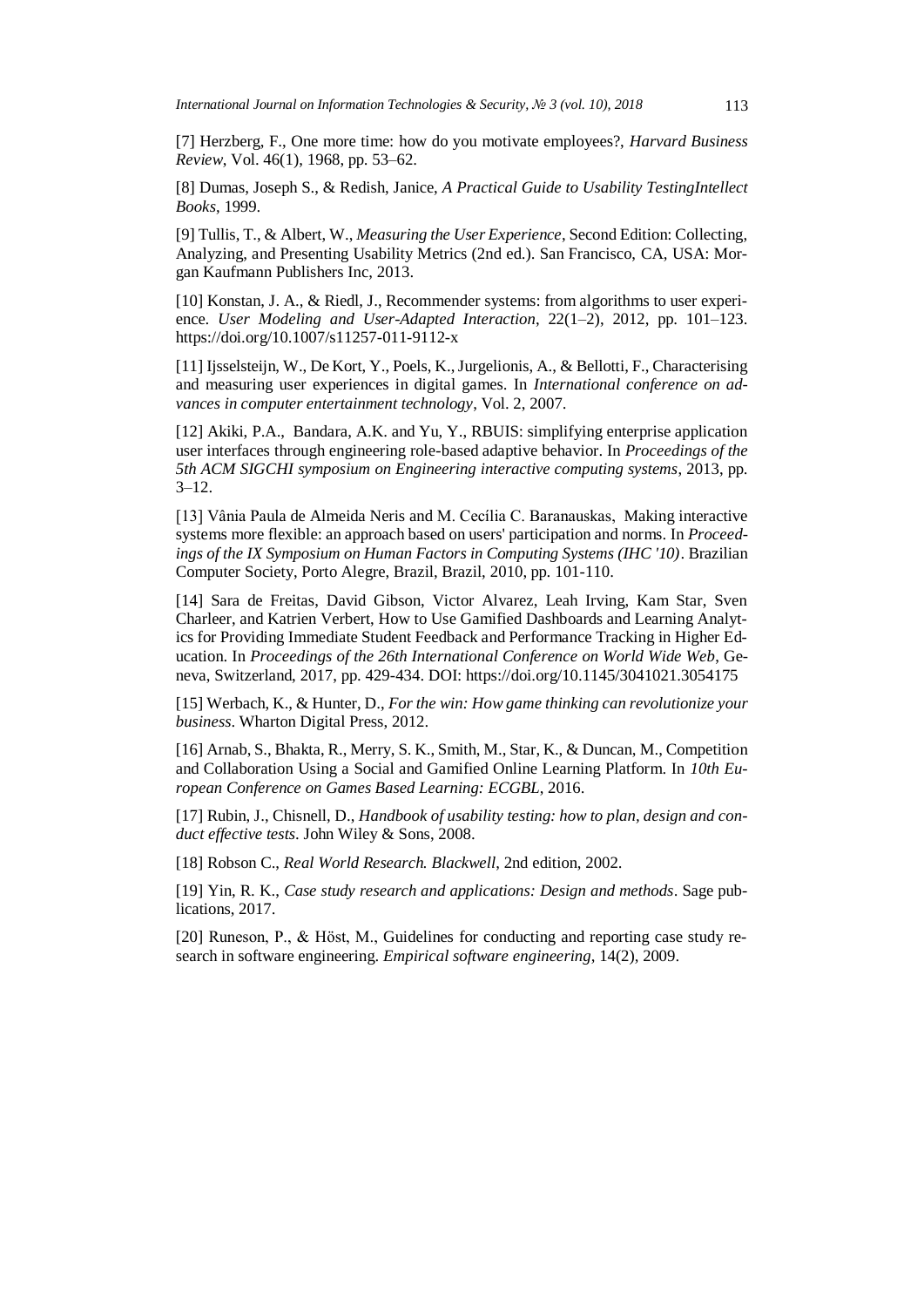[7] Herzberg, F., One more time: how do you motivate employees?, *Harvard Business Review*, Vol. 46(1), 1968, pp. 53–62.

[8] Dumas, Joseph S., & Redish, Janice, *A Practical Guide to Usability TestingIntellect Books*, 1999.

[9] Tullis, T., & Albert, W., *Measuring the User Experience*, Second Edition: Collecting, Analyzing, and Presenting Usability Metrics (2nd ed.). San Francisco, CA, USA: Morgan Kaufmann Publishers Inc, 2013.

[10] Konstan, J. A., & Riedl, J., Recommender systems: from algorithms to user experience. *User Modeling and User-Adapted Interaction*, 22(1–2), 2012, pp. 101–123. https://doi.org/10.1007/s11257-011-9112-x

[11] Ijsselsteijn, W., De Kort, Y., Poels, K., Jurgelionis, A., & Bellotti, F., Characterising and measuring user experiences in digital games. In *International conference on advances in computer entertainment technology*, Vol. 2, 2007.

[12] Akiki, P.A., Bandara, A.K. and Yu, Y., RBUIS: simplifying enterprise application user interfaces through engineering role-based adaptive behavior. In *Proceedings of the 5th ACM SIGCHI symposium on Engineering interactive computing systems*, 2013, pp. 3–12.

[13] Vânia Paula de Almeida Neris and M. Cecília C. Baranauskas, Making interactive systems more flexible: an approach based on users' participation and norms. In *Proceedings of the IX Symposium on Human Factors in Computing Systems (IHC '10)*. Brazilian Computer Society, Porto Alegre, Brazil, Brazil, 2010, pp. 101-110.

[14] Sara de Freitas, David Gibson, Victor Alvarez, Leah Irving, Kam Star, Sven Charleer, and Katrien Verbert, How to Use Gamified Dashboards and Learning Analytics for Providing Immediate Student Feedback and Performance Tracking in Higher Education. In *Proceedings of the 26th International Conference on World Wide Web*, Geneva, Switzerland, 2017, pp. 429-434. DOI: https://doi.org/10.1145/3041021.3054175

[15] Werbach, K., & Hunter, D., *For the win: How game thinking can revolutionize your business*. Wharton Digital Press, 2012.

[16] Arnab, S., Bhakta, R., Merry, S. K., Smith, M., Star, K., & Duncan, M., Competition and Collaboration Using a Social and Gamified Online Learning Platform. In *10th European Conference on Games Based Learning: ECGBL*, 2016.

[17] Rubin, J., Chisnell, D., *Handbook of usability testing: how to plan, design and conduct effective tests*. John Wiley & Sons, 2008.

[18] Robson C., *Real World Research. Blackwell*, 2nd edition, 2002.

[19] Yin, R. K., *Case study research and applications: Design and methods*. Sage publications, 2017.

[20] Runeson, P., & Höst, M., Guidelines for conducting and reporting case study research in software engineering. *Empirical software engineering*, 14(2), 2009.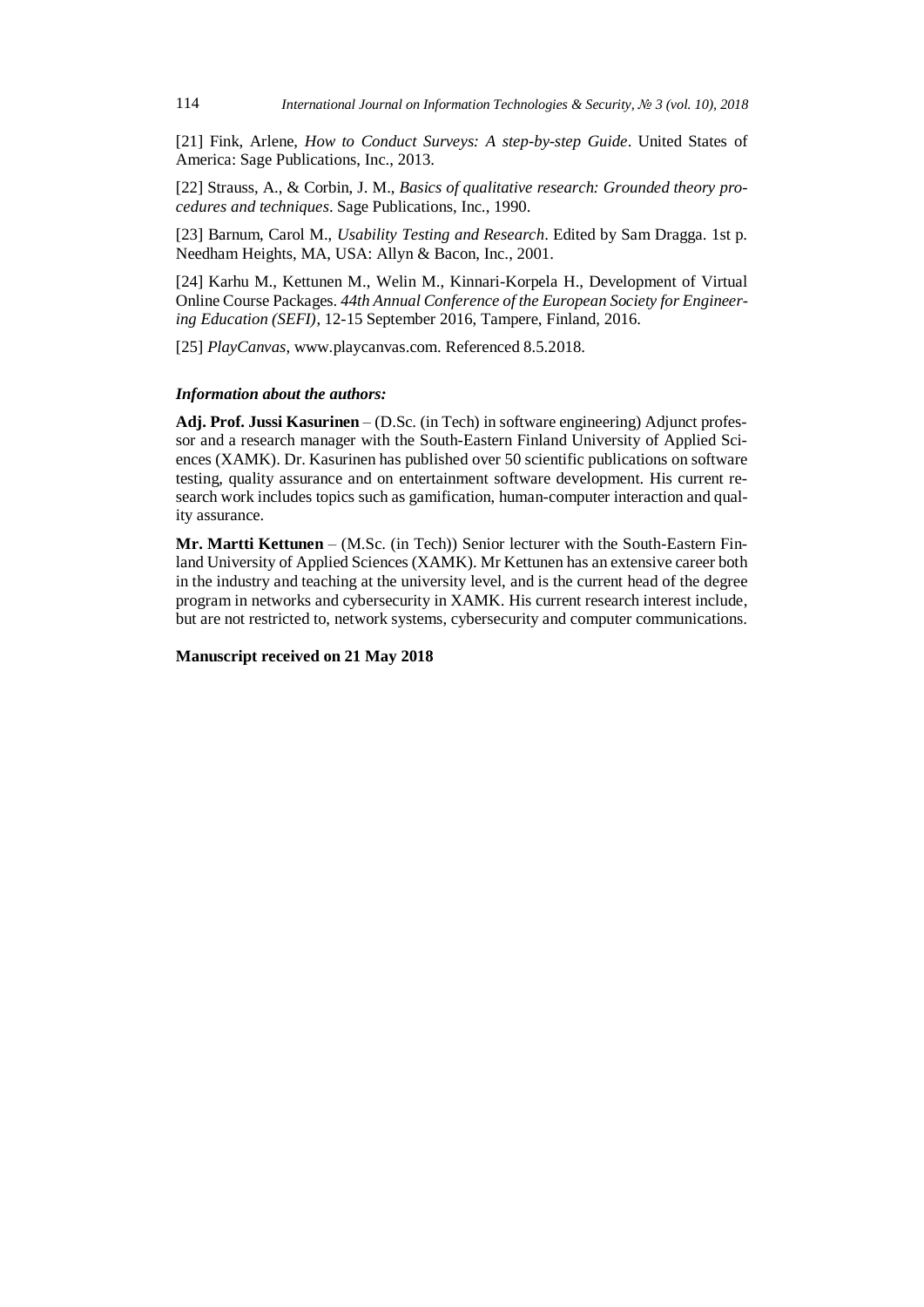[21] Fink, Arlene, *How to Conduct Surveys: A step-by-step Guide*. United States of America: Sage Publications, Inc., 2013.

[22] Strauss, A., & Corbin, J. M., *Basics of qualitative research: Grounded theory procedures and techniques*. Sage Publications, Inc., 1990.

[23] Barnum, Carol M., *Usability Testing and Research*. Edited by Sam Dragga. 1st p. Needham Heights, MA, USA: Allyn & Bacon, Inc., 2001.

[24] Karhu M., Kettunen M., Welin M., Kinnari-Korpela H., Development of Virtual Online Course Packages. *44th Annual Conference of the European Society for Engineering Education (SEFI)*, 12-15 September 2016, Tampere, Finland, 2016.

[25] *PlayCanvas*, www.playcanvas.com. Referenced 8.5.2018.

***Information about the authors:***

**Adj. Prof. Jussi Kasurinen** – (D.Sc. (in Tech) in software engineering) Adjunct professor and a research manager with the South-Eastern Finland University of Applied Sciences (XAMK). Dr. Kasurinen has published over 50 scientific publications on software testing, quality assurance and on entertainment software development. His current research work includes topics such as gamification, human-computer interaction and quality assurance.

**Mr. Martti Kettunen** – (M.Sc. (in Tech)) Senior lecturer with the South-Eastern Finland University of Applied Sciences (XAMK). Mr Kettunen has an extensive career both in the industry and teaching at the university level, and is the current head of the degree program in networks and cybersecurity in XAMK. His current research interest include, but are not restricted to, network systems, cybersecurity and computer communications.

**Manuscript received on 21 May 2018**